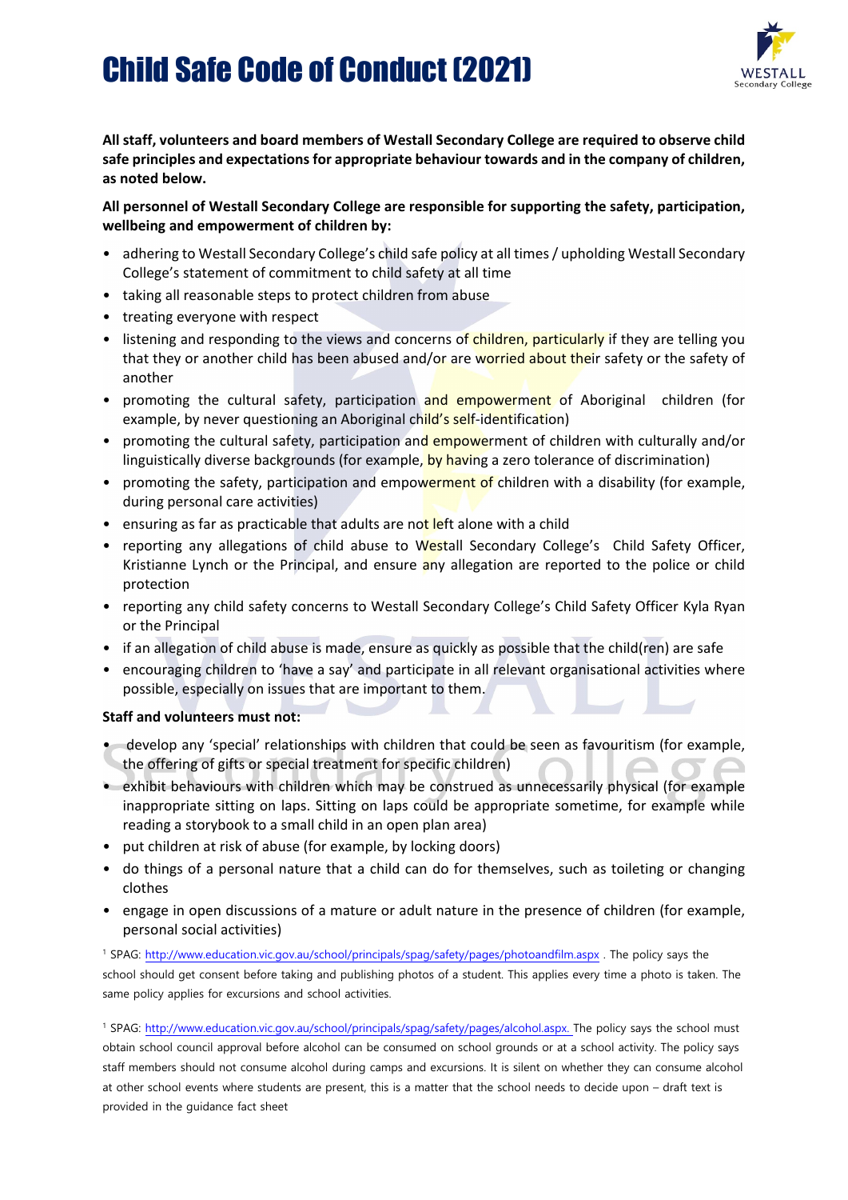# Child Safe Code of Conduct (2021)

**All staff, volunteers and board members of Westall Secondary College are required to observe child safe principles and expectations for appropriate behaviour towards and in the company of children, as noted below.**

**All personnel of Westall Secondary College are responsible for supporting the safety, participation, wellbeing and empowerment of children by:**

- adhering to Westall Secondary College's child safe policy at all times / upholding Westall Secondary College's statement of commitment to child safety at all time
- taking all reasonable steps to protect children from abuse
- treating everyone with respect
- listening and responding to the views and concerns of children, particularly if they are telling you that they or another child has been abused and/or are worried about their safety or the safety of another
- promoting the cultural safety, participation and empowerment of Aboriginal children (for example, by never questioning an Aboriginal child's self-identification)
- promoting the cultural safety, participation and empowerment of children with culturally and/or linguistically diverse backgrounds (for example, by having a zero tolerance of discrimination)
- promoting the safety, participation and empowerment of children with a disability (for example, during personal care activities)
- ensuring as far as practicable that adults are not left alone with a child
- reporting any allegations of child abuse to Westall Secondary College's Child Safety Officer, Kristianne Lynch or the Principal, and ensure any allegation are reported to the police or child protection
- reporting any child safety concerns to Westall Secondary College's Child Safety Officer Kyla Ryan or the Principal
- if an allegation of child abuse is made, ensure as quickly as possible that the child(ren) are safe
- encouraging children to 'have a say' and participate in all relevant organisational activities where possible, especially on issues that are important to them.

**Staff and volunteers must not:**

- develop any 'special' relationships with children that could be seen as favouritism (for example, the offering of gifts or special treatment for specific children)
- exhibit behaviours with children which may be construed as unnecessarily physical (for example inappropriate sitting on laps. Sitting on laps could be appropriate sometime, for example while reading a storybook to a small child in an open plan area)
- put children at risk of abuse (for example, by locking doors)
- do things of a personal nature that a child can do for themselves, such as toileting or changing clothes
- engage in open discussions of a mature or adult nature in the presence of children (for example, personal social activities)

[1] SPAG: http://www.education.vic.gov.au/school/principals/spag/safety/pages/photoandfilm.aspx . The policy says the school should get consent before taking and publishing photos of a student. This applies every time a photo is taken. The same policy applies for excursions and school activities.

[1] SPAG: http://www.education.vic.gov.au/school/principals/spag/safety/pages/alcohol.aspx. The policy says the school must obtain school council approval before alcohol can be consumed on school grounds or at a school activity. The policy says staff members should not consume alcohol during camps and excursions. It is silent on whether they can consume alcohol at other school events where students are present, this is a matter that the school needs to decide upon – draft text is provided in the guidance fact sheet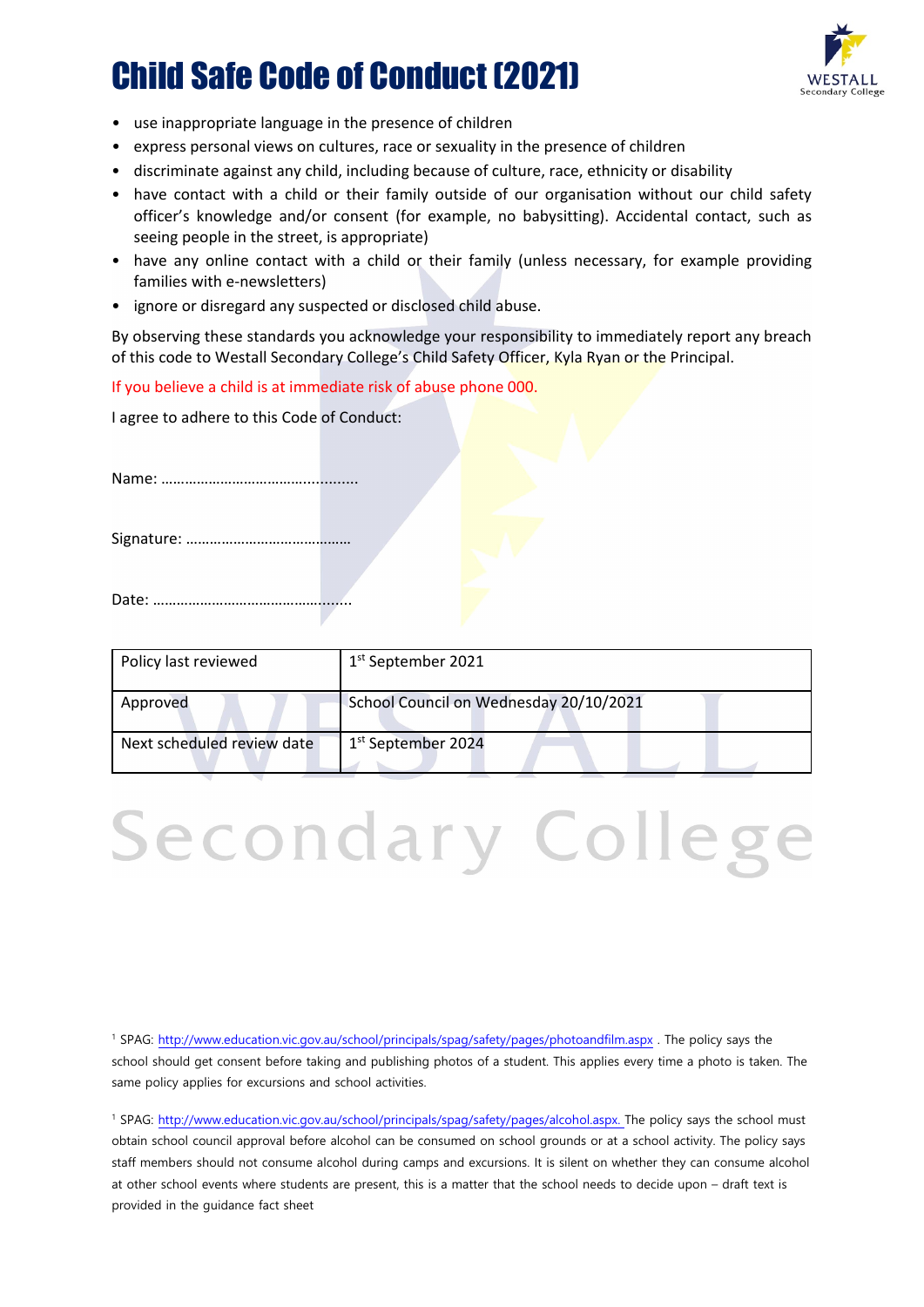# Child Safe Code of Conduct (2021)

- use inappropriate language in the presence of children
- express personal views on cultures, race or sexuality in the presence of children
- discriminate against any child, including because of culture, race, ethnicity or disability
- have contact with a child or their family outside of our organisation without our child safety officer's knowledge and/or consent (for example, no babysitting). Accidental contact, such as seeing people in the street, is appropriate)
- have any online contact with a child or their family (unless necessary, for example providing families with e-newsletters)
- ignore or disregard any suspected or disclosed child abuse.

By observing these standards you acknowledge your responsibility to immediately report any breach of this code to Westall Secondary College's Child Safety Officer, Kyla Ryan or the Principal.

If you believe a child is at immediate risk of abuse phone 000.

I agree to adhere to this Code of Conduct:

Name: …………………………………...........

Signature: ……………………………………

Date: ………………………………………........

| | |
|---|---|
| Policy last reviewed | 1st September 2021 |
| Approved | School Council on Wednesday 20/10/2021 |
| Next scheduled review date | 1st September 2024 |

[1] SPAG: http://www.education.vic.gov.au/school/principals/spag/safety/pages/photoandfilm.aspx . The policy says the school should get consent before taking and publishing photos of a student. This applies every time a photo is taken. The same policy applies for excursions and school activities.

[1] SPAG: http://www.education.vic.gov.au/school/principals/spag/safety/pages/alcohol.aspx. The policy says the school must obtain school council approval before alcohol can be consumed on school grounds or at a school activity. The policy says staff members should not consume alcohol during camps and excursions. It is silent on whether they can consume alcohol at other school events where students are present, this is a matter that the school needs to decide upon – draft text is provided in the guidance fact sheet